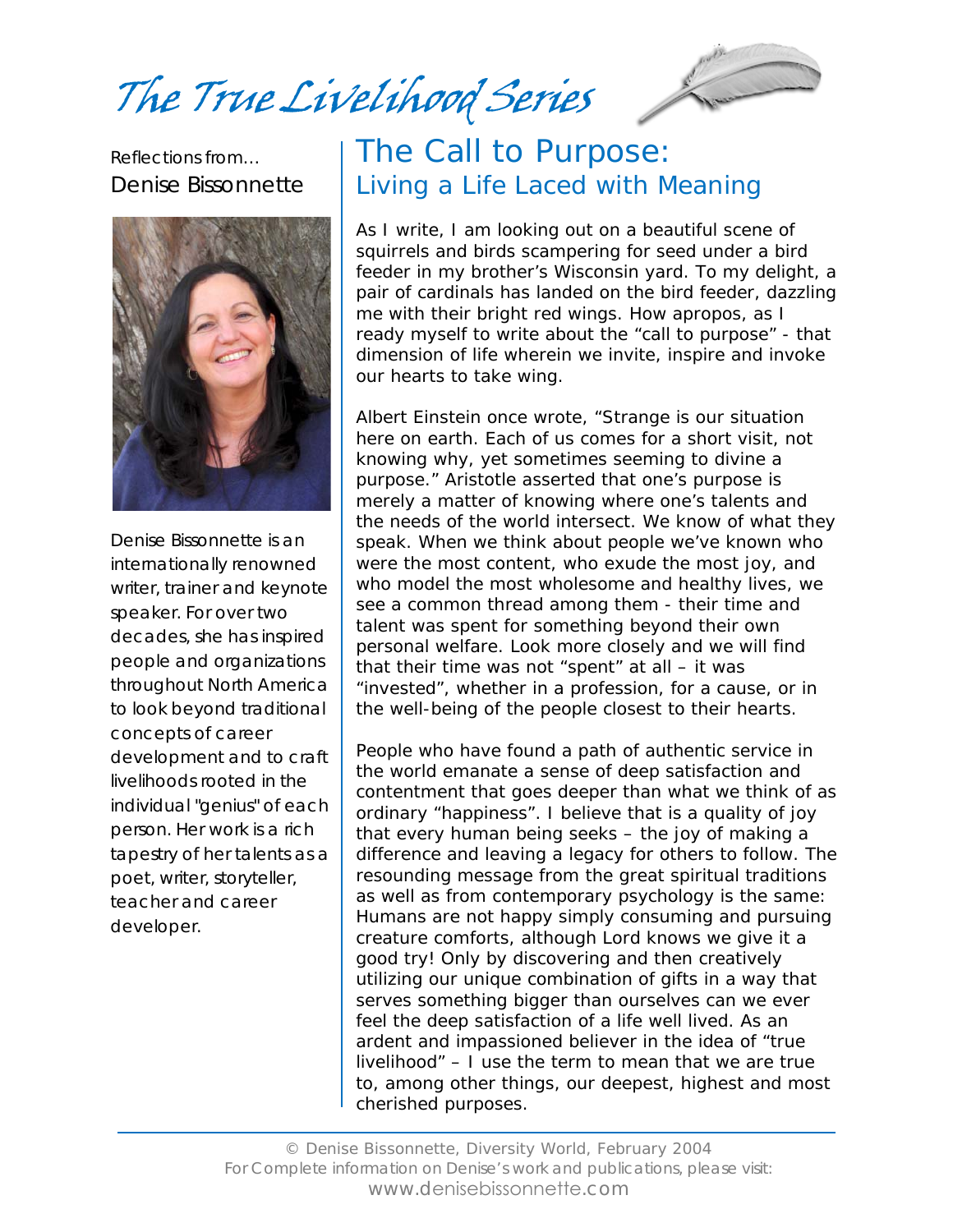# The True Livelihood Series

Reflections from...
Denise Bissonnette

Denise Bissonnette is an internationally renowned writer, trainer and keynote speaker. For over two decades, she has inspired people and organizations throughout North America to look beyond traditional concepts of career development and to craft livelihoods rooted in the individual "genius" of each person. Her work is a rich tapestry of her talents as a poet, writer, storyteller, teacher and career developer.

## The Call to Purpose:
### Living a Life Laced with Meaning

As I write, I am looking out on a beautiful scene of squirrels and birds scampering for seed under a bird feeder in my brother's Wisconsin yard. To my delight, a pair of cardinals has landed on the bird feeder, dazzling me with their bright red wings. How apropos, as I ready myself to write about the "call to purpose" - that dimension of life wherein we invite, inspire and invoke our hearts to take wing.

Albert Einstein once wrote, "Strange is our situation here on earth. Each of us comes for a short visit, not knowing why, yet sometimes seeming to divine a purpose." Aristotle asserted that one's purpose is merely a matter of knowing where one's talents and the needs of the world intersect. We know of what they speak. When we think about people we've known who were the most content, who exude the most joy, and who model the most wholesome and healthy lives, we see a common thread among them - their time and talent was spent for something beyond their own personal welfare. Look more closely and we will find that their time was not "spent" at all – it was "invested", whether in a profession, for a cause, or in the well-being of the people closest to their hearts.

People who have found a path of authentic service in the world emanate a sense of deep satisfaction and contentment that goes deeper than what we think of as ordinary "happiness". I believe that is a quality of joy that every human being seeks – the joy of making a difference and leaving a legacy for others to follow. The resounding message from the great spiritual traditions as well as from contemporary psychology is the same: Humans are not happy simply consuming and pursuing creature comforts, although Lord knows we give it a good try! Only by discovering and then creatively utilizing our unique combination of gifts in a way that serves something bigger than ourselves can we ever feel the deep satisfaction of a life well lived. As an ardent and impassioned believer in the idea of "true livelihood" – I use the term to mean that we are true to, among other things, our deepest, highest and most cherished purposes.

© Denise Bissonnette, Diversity World, February 2004
For Complete information on Denise's work and publications, please visit:
www.denisebissonnette.com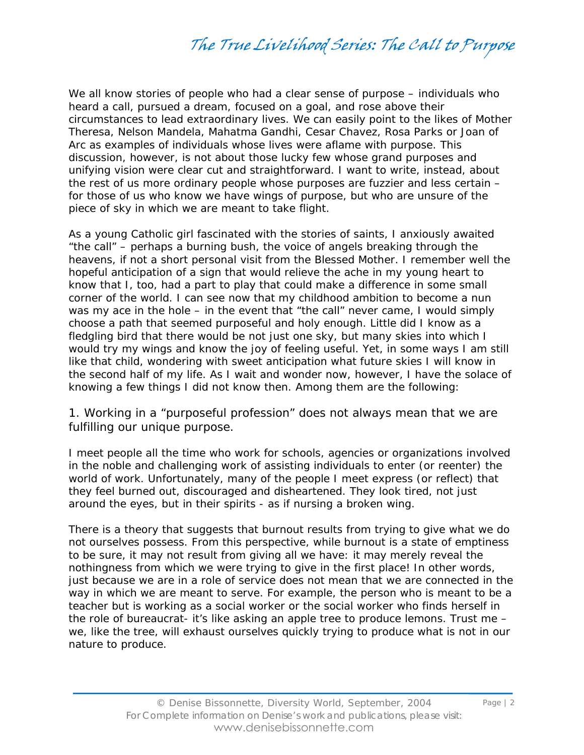We all know stories of people who had a clear sense of purpose – individuals who heard a call, pursued a dream, focused on a goal, and rose above their circumstances to lead extraordinary lives. We can easily point to the likes of Mother Theresa, Nelson Mandela, Mahatma Gandhi, Cesar Chavez, Rosa Parks or Joan of Arc as examples of individuals whose lives were aflame with purpose. This discussion, however, is not about those lucky few whose grand purposes and unifying vision were clear cut and straightforward. I want to write, instead, about the rest of us more ordinary people whose purposes are fuzzier and less certain – for those of us who know we have wings of purpose, but who are unsure of the piece of sky in which we are meant to take flight.

As a young Catholic girl fascinated with the stories of saints, I anxiously awaited "the call" – perhaps a burning bush, the voice of angels breaking through the heavens, if not a short personal visit from the Blessed Mother. I remember well the hopeful anticipation of a sign that would relieve the ache in my young heart to know that I, too, had a part to play that could make a difference in some small corner of the world. I can see now that my childhood ambition to become a nun was my ace in the hole – in the event that "the call" never came, I would simply choose a path that seemed purposeful and holy enough. Little did I know as a fledgling bird that there would be not just one sky, but many skies into which I would try my wings and know the joy of feeling useful. Yet, in some ways I am still like that child, wondering with sweet anticipation what future skies I will know in the second half of my life. As I wait and wonder now, however, I have the solace of knowing a few things I did not know then. Among them are the following:

### 1. Working in a "purposeful profession" does not always mean that we are fulfilling our unique purpose.

I meet people all the time who work for schools, agencies or organizations involved in the noble and challenging work of assisting individuals to enter (or reenter) the world of work. Unfortunately, many of the people I meet express (or reflect) that they feel burned out, discouraged and disheartened. They look tired, not just around the eyes, but in their spirits - as if nursing a broken wing.

There is a theory that suggests that burnout results from trying to give what we do not ourselves possess. From this perspective, while burnout is a state of emptiness to be sure, it may not result from giving all we have: it may merely reveal the nothingness from which we were trying to give in the first place! In other words, just because we are in a role of service does not mean that we are connected in the way in which we are meant to serve. For example, the person who is meant to be a teacher but is working as a social worker or the social worker who finds herself in the role of bureaucrat- it's like asking an apple tree to produce lemons. Trust me – we, like the tree, will exhaust ourselves quickly trying to produce what is not in our nature to produce.

© Denise Bissonnette, Diversity World, September, 2004
For Complete information on Denise's work and publications, please visit: www.denisebissonnette.com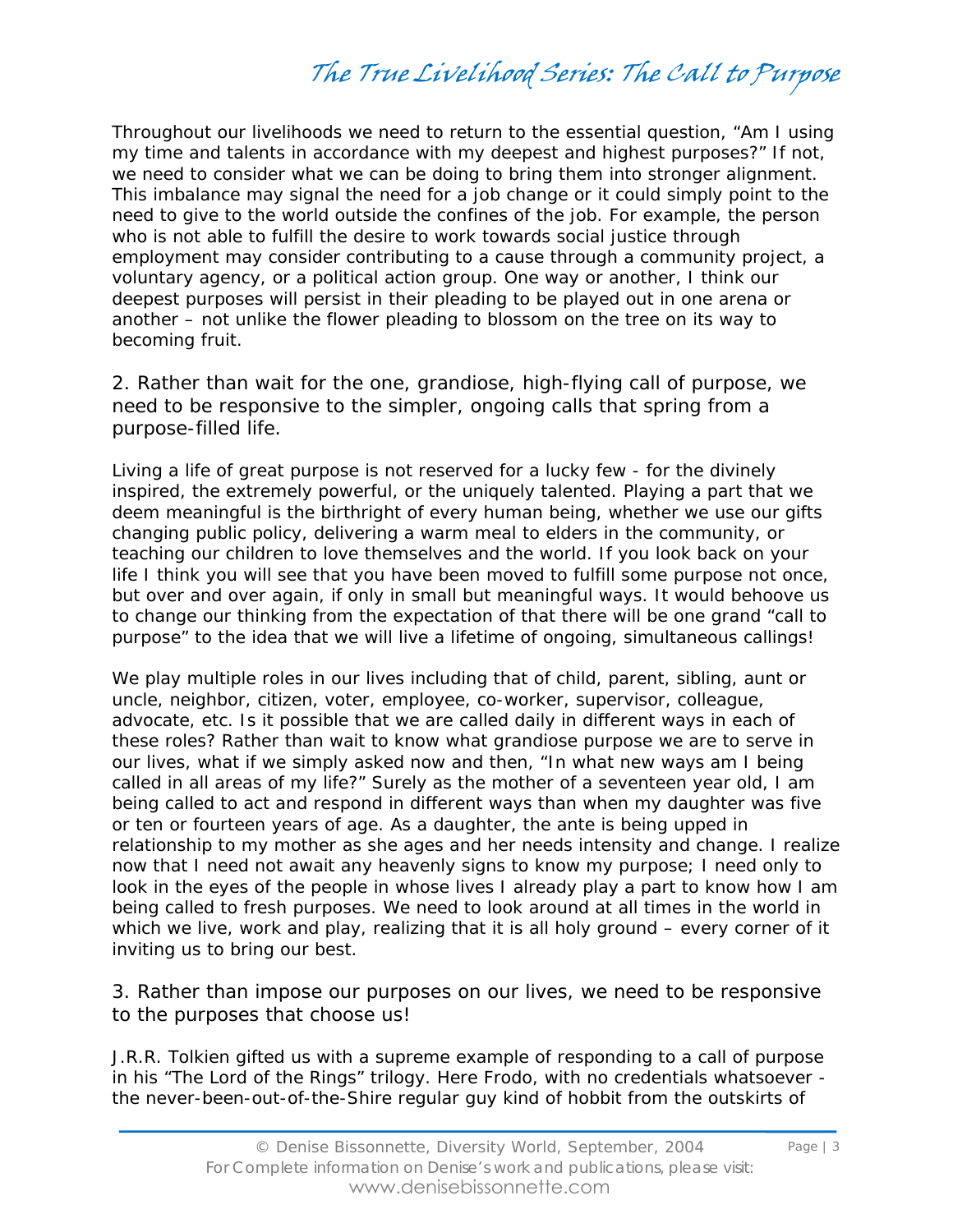Throughout our livelihoods we need to return to the essential question, "Am I using my time and talents in accordance with my deepest and highest purposes?" If not, we need to consider what we can be doing to bring them into stronger alignment. This imbalance may signal the need for a job change or it could simply point to the need to give to the world outside the confines of the job. For example, the person who is not able to fulfill the desire to work towards social justice through employment may consider contributing to a cause through a community project, a voluntary agency, or a political action group. One way or another, I think our deepest purposes will persist in their pleading to be played out in one arena or another – not unlike the flower pleading to blossom on the tree on its way to becoming fruit.

### 2. Rather than wait for the one, grandiose, high-flying call of purpose, we need to be responsive to the simpler, ongoing calls that spring from a purpose-filled life.

Living a life of great purpose is not reserved for a lucky few - for the divinely inspired, the extremely powerful, or the uniquely talented. Playing a part that we deem meaningful is the birthright of every human being, whether we use our gifts changing public policy, delivering a warm meal to elders in the community, or teaching our children to love themselves and the world. If you look back on your life I think you will see that you have been moved to fulfill some purpose not once, but over and over again, if only in small but meaningful ways. It would behoove us to change our thinking from the expectation of that there will be one grand "call to purpose" to the idea that we will live a lifetime of ongoing, simultaneous callings!

We play multiple roles in our lives including that of child, parent, sibling, aunt or uncle, neighbor, citizen, voter, employee, co-worker, supervisor, colleague, advocate, etc. Is it possible that we are called daily in different ways in each of these roles? Rather than wait to know what grandiose purpose we are to serve in our lives, what if we simply asked now and then, "In what new ways am I being called in all areas of my life?" Surely as the mother of a seventeen year old, I am being called to act and respond in different ways than when my daughter was five or ten or fourteen years of age. As a daughter, the ante is being upped in relationship to my mother as she ages and her needs intensity and change. I realize now that I need not await any heavenly signs to know my purpose; I need only to look in the eyes of the people in whose lives I already play a part to know how I am being called to fresh purposes. We need to look around at all times in the world in which we live, work and play, realizing that it is all holy ground – every corner of it inviting us to bring our best.

### 3. Rather than impose our purposes on our lives, we need to be responsive to the purposes that choose us!

J.R.R. Tolkien gifted us with a supreme example of responding to a call of purpose in his "The Lord of the Rings" trilogy. Here Frodo, with no credentials whatsoever - the never-been-out-of-the-Shire regular guy kind of hobbit from the outskirts of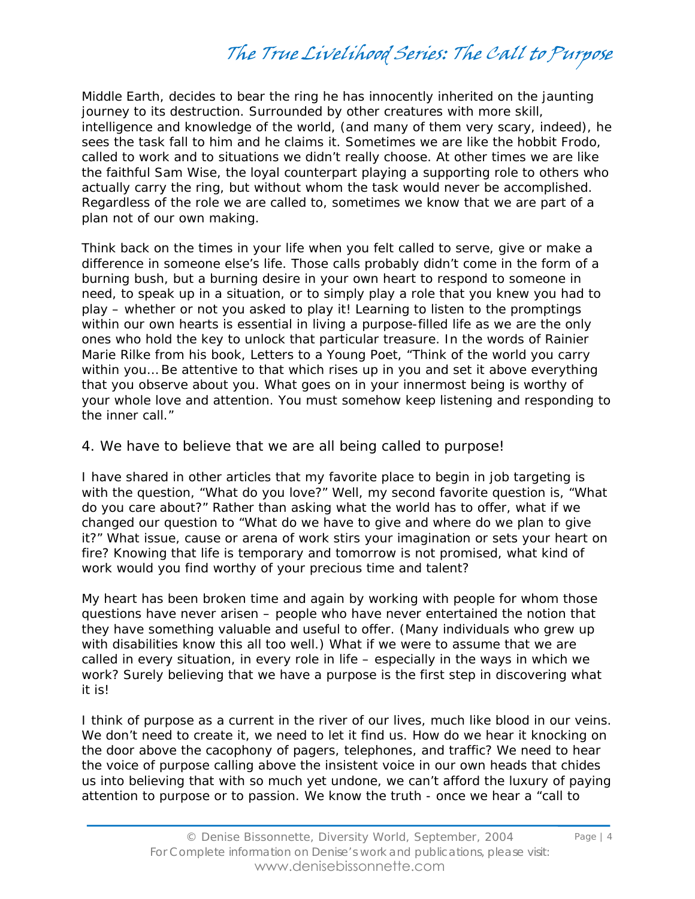Middle Earth, decides to bear the ring he has innocently inherited on the jaunting journey to its destruction. Surrounded by other creatures with more skill, intelligence and knowledge of the world, (and many of them very scary, indeed), he sees the task fall to him and he claims it. Sometimes we are like the hobbit Frodo, called to work and to situations we didn't really choose. At other times we are like the faithful Sam Wise, the loyal counterpart playing a supporting role to others who actually carry the ring, but without whom the task would never be accomplished. Regardless of the role we are called to, sometimes we know that we are part of a plan not of our own making.

Think back on the times in your life when you felt called to serve, give or make a difference in someone else's life. Those calls probably didn't come in the form of a burning bush, but a burning desire in your own heart to respond to someone in need, to speak up in a situation, or to simply play a role that you knew you had to play – whether or not you asked to play it! Learning to listen to the promptings within our own hearts is essential in living a purpose-filled life as we are the only ones who hold the key to unlock that particular treasure. In the words of Rainier Marie Rilke from his book, Letters to a Young Poet, "Think of the world you carry within you… Be attentive to that which rises up in you and set it above everything that you observe about you. What goes on in your innermost being is worthy of your whole love and attention. You must somehow keep listening and responding to the inner call."

### 4. We have to believe that we are all being called to purpose!

I have shared in other articles that my favorite place to begin in job targeting is with the question, "What do you love?" Well, my second favorite question is, "What do you care about?" Rather than asking what the world has to offer, what if we changed our question to "What do we have to give and where do we plan to give it?" What issue, cause or arena of work stirs your imagination or sets your heart on fire? Knowing that life is temporary and tomorrow is not promised, what kind of work would you find worthy of your precious time and talent?

My heart has been broken time and again by working with people for whom those questions have never arisen – people who have never entertained the notion that they have something valuable and useful to offer. (Many individuals who grew up with disabilities know this all too well.) What if we were to assume that we are called in every situation, in every role in life – especially in the ways in which we work? Surely believing that we have a purpose is the first step in discovering what it is!

I think of purpose as a current in the river of our lives, much like blood in our veins. We don't need to create it, we need to let it find us. How do we hear it knocking on the door above the cacophony of pagers, telephones, and traffic? We need to hear the voice of purpose calling above the insistent voice in our own heads that chides us into believing that with so much yet undone, we can't afford the luxury of paying attention to purpose or to passion. We know the truth - once we hear a "call to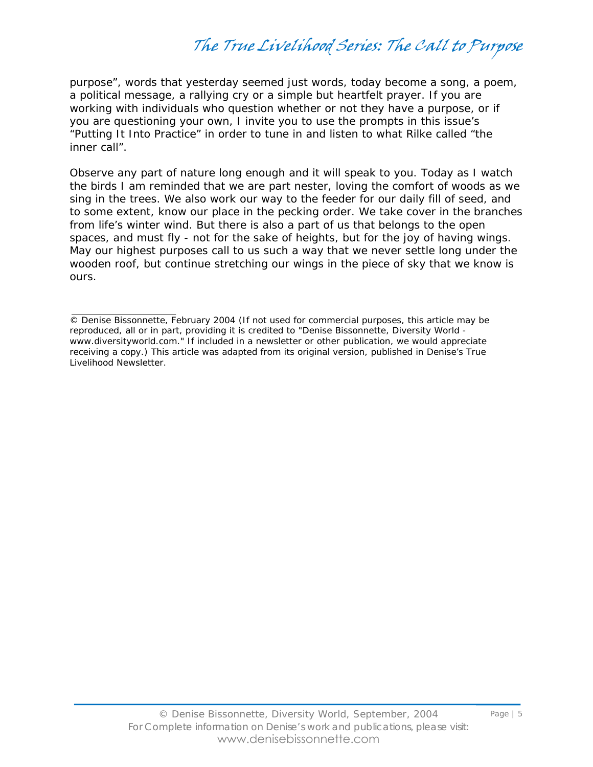purpose", words that yesterday seemed just words, today become a song, a poem, a political message, a rallying cry or a simple but heartfelt prayer. If you are working with individuals who question whether or not they have a purpose, or if you are questioning your own, I invite you to use the prompts in this issue's "Putting It Into Practice" in order to tune in and listen to what Rilke called "the inner call".

Observe any part of nature long enough and it will speak to you. Today as I watch the birds I am reminded that we are part nester, loving the comfort of woods as we sing in the trees. We also work our way to the feeder for our daily fill of seed, and to some extent, know our place in the pecking order. We take cover in the branches from life's winter wind. But there is also a part of us that belongs to the open spaces, and must fly - not for the sake of heights, but for the joy of having wings. May our highest purposes call to us such a way that we never settle long under the wooden roof, but continue stretching our wings in the piece of sky that we know is ours.

---

© Denise Bissonnette, February 2004 (If not used for commercial purposes, this article may be reproduced, all or in part, providing it is credited to "Denise Bissonnette, Diversity World - www.diversityworld.com." If included in a newsletter or other publication, we would appreciate receiving a copy.) This article was adapted from its original version, published in Denise's True Livelihood Newsletter.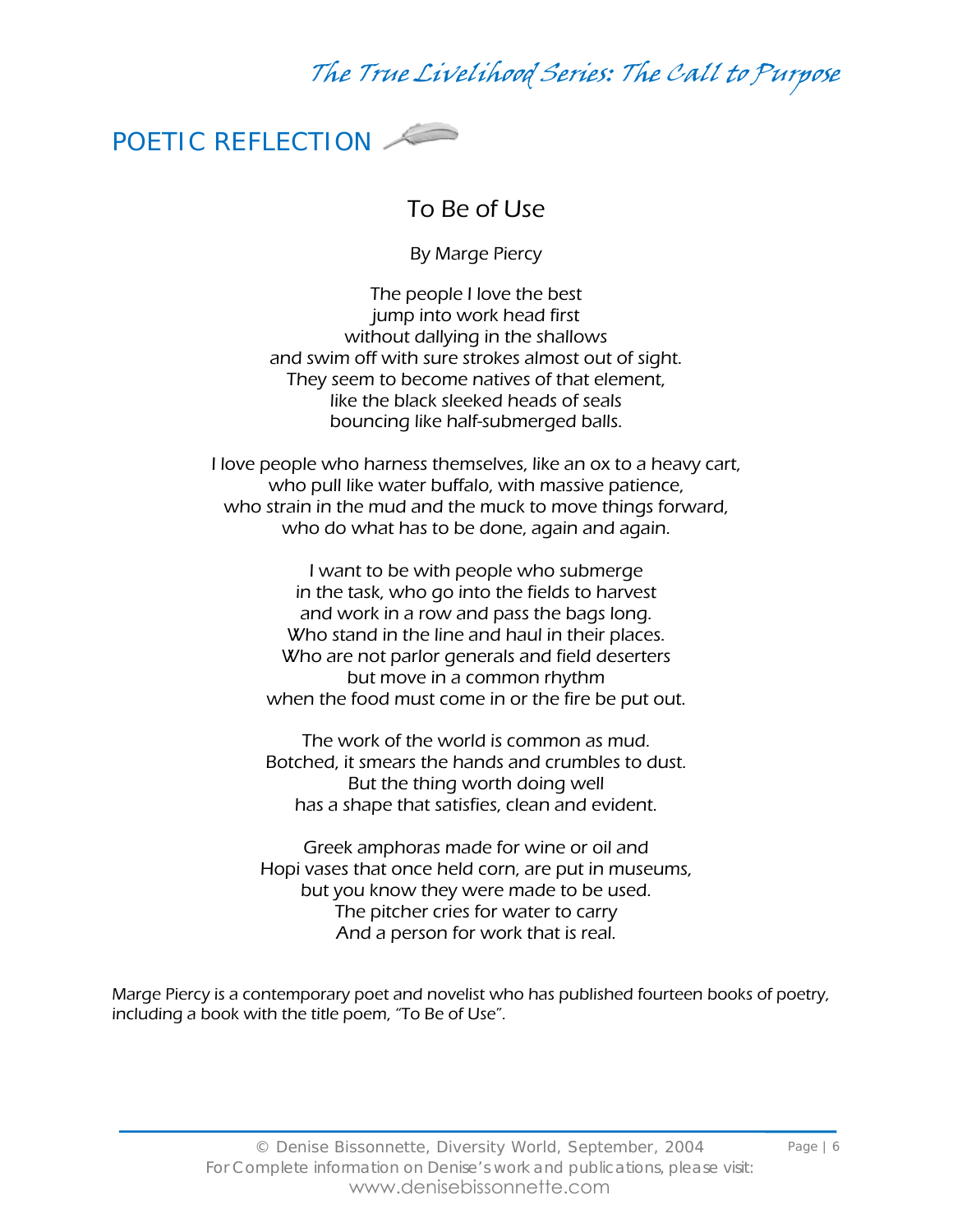## POETIC REFLECTION

### To Be of Use

By Marge Piercy

The people I love the best  
jump into work head first  
without dallying in the shallows  
and swim off with sure strokes almost out of sight.  
They seem to become natives of that element,  
like the black sleeked heads of seals  
bouncing like half-submerged balls.

I love people who harness themselves, like an ox to a heavy cart,  
who pull like water buffalo, with massive patience,  
who strain in the mud and the muck to move things forward,  
who do what has to be done, again and again.

I want to be with people who submerge  
in the task, who go into the fields to harvest  
and work in a row and pass the bags long.  
Who stand in the line and haul in their places.  
Who are not parlor generals and field deserters  
but move in a common rhythm  
when the food must come in or the fire be put out.

The work of the world is common as mud.  
Botched, it smears the hands and crumbles to dust.  
But the thing worth doing well  
has a shape that satisfies, clean and evident.

Greek amphoras made for wine or oil and  
Hopi vases that once held corn, are put in museums,  
but you know they were made to be used.  
The pitcher cries for water to carry  
And a person for work that is real.

Marge Piercy is a contemporary poet and novelist who has published fourteen books of poetry, including a book with the title poem, "To Be of Use".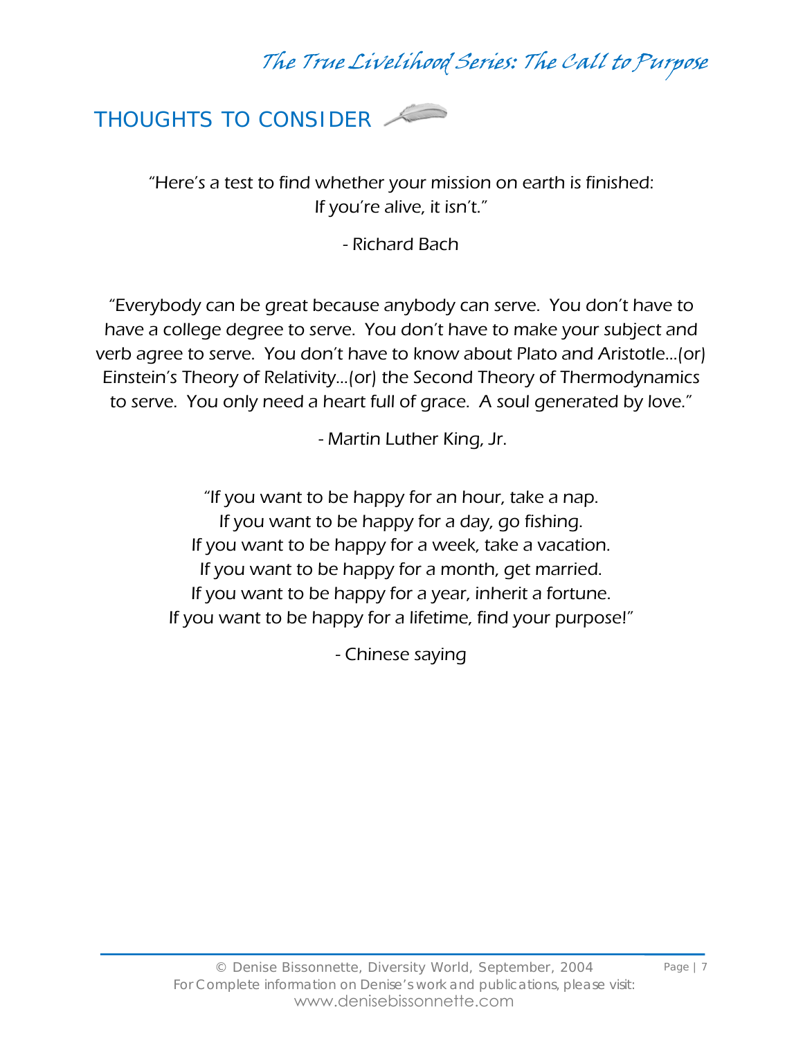## THOUGHTS TO CONSIDER

"Here's a test to find whether your mission on earth is finished:
If you're alive, it isn't."

- Richard Bach

"Everybody can be great because anybody can serve. You don't have to have a college degree to serve. You don't have to make your subject and verb agree to serve. You don't have to know about Plato and Aristotle…(or) Einstein's Theory of Relativity…(or) the Second Theory of Thermodynamics to serve. You only need a heart full of grace. A soul generated by love."

- Martin Luther King, Jr.

"If you want to be happy for an hour, take a nap.
If you want to be happy for a day, go fishing.
If you want to be happy for a week, take a vacation.
If you want to be happy for a month, get married.
If you want to be happy for a year, inherit a fortune.
If you want to be happy for a lifetime, find your purpose!"

- Chinese saying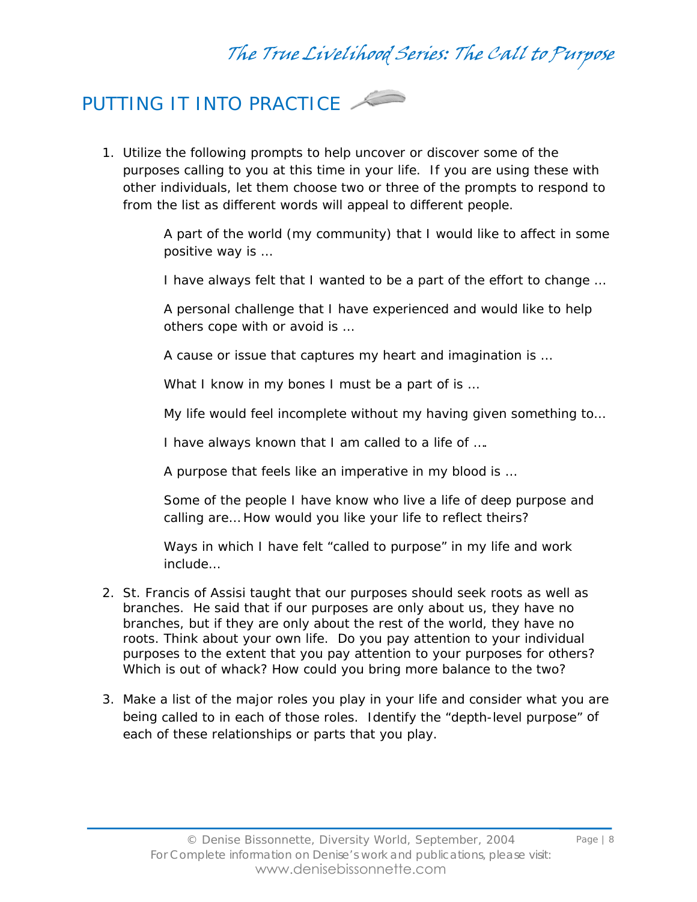## PUTTING IT INTO PRACTICE

1. Utilize the following prompts to help uncover or discover some of the purposes calling to you at this time in your life. If you are using these with other individuals, let them choose two or three of the prompts to respond to from the list as different words will appeal to different people.

   A part of the world (my community) that I would like to affect in some positive way is …

   I have always felt that I wanted to be a part of the effort to change …

   A personal challenge that I have experienced and would like to help others cope with or avoid is …

   A cause or issue that captures my heart and imagination is …

   What I know in my bones I must be a part of is …

   My life would feel incomplete without my having given something to…

   I have always known that I am called to a life of ….

   A purpose that feels like an imperative in my blood is …

   Some of the people I have know who live a life of deep purpose and calling are… How would you like your life to reflect theirs?

   Ways in which I have felt "called to purpose" in my life and work include…

2. St. Francis of Assisi taught that our purposes should seek roots as well as branches. He said that if our purposes are only about us, they have no branches, but if they are only about the rest of the world, they have no roots. Think about your own life. Do you pay attention to your individual purposes to the extent that you pay attention to your purposes for others? Which is out of whack? How could you bring more balance to the two?

3. Make a list of the major roles you play in your life and consider what you are being called to in each of those roles. Identify the "depth-level purpose" of each of these relationships or parts that you play.

© Denise Bissonnette, Diversity World, September, 2004
For Complete information on Denise's work and publications, please visit: www.denisebissonnette.com